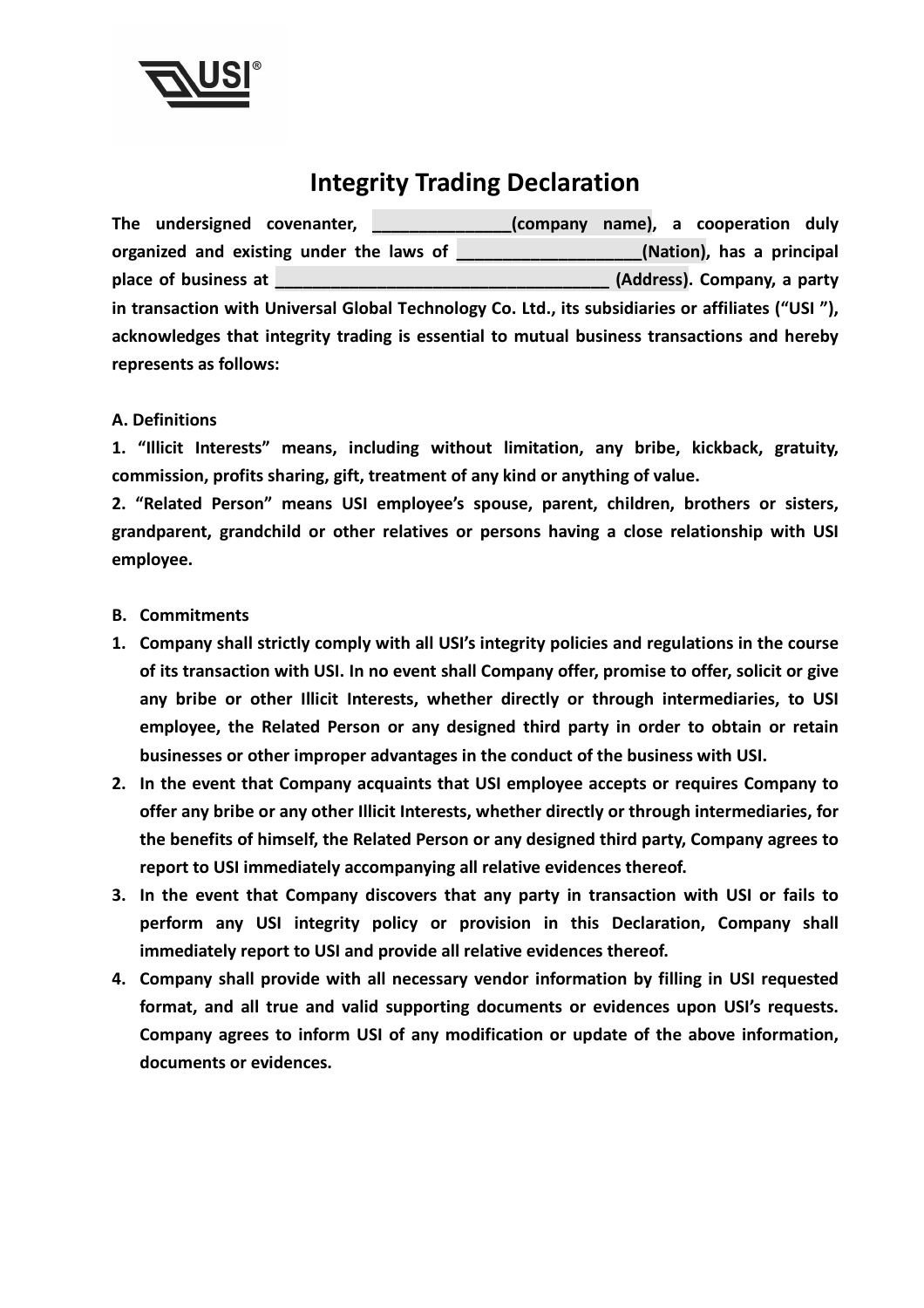# Integrity Trading Declaration

**The undersigned covenanter, _______________(company name), a cooperation duly organized and existing under the laws of ____________________(Nation), has a principal place of business at ____________________________________ (Address). Company, a party in transaction with Universal Global Technology Co. Ltd., its subsidiaries or affiliates ("USI "), acknowledges that integrity trading is essential to mutual business transactions and hereby represents as follows:**

**A. Definitions**

**1. "Illicit Interests" means, including without limitation, any bribe, kickback, gratuity, commission, profits sharing, gift, treatment of any kind or anything of value.**

**2. "Related Person" means USI employee's spouse, parent, children, brothers or sisters, grandparent, grandchild or other relatives or persons having a close relationship with USI employee.**

**B. Commitments**

1. **Company shall strictly comply with all USI's integrity policies and regulations in the course of its transaction with USI. In no event shall Company offer, promise to offer, solicit or give any bribe or other Illicit Interests, whether directly or through intermediaries, to USI employee, the Related Person or any designed third party in order to obtain or retain businesses or other improper advantages in the conduct of the business with USI.**
2. **In the event that Company acquaints that USI employee accepts or requires Company to offer any bribe or any other Illicit Interests, whether directly or through intermediaries, for the benefits of himself, the Related Person or any designed third party, Company agrees to report to USI immediately accompanying all relative evidences thereof.**
3. **In the event that Company discovers that any party in transaction with USI or fails to perform any USI integrity policy or provision in this Declaration, Company shall immediately report to USI and provide all relative evidences thereof.**
4. **Company shall provide with all necessary vendor information by filling in USI requested format, and all true and valid supporting documents or evidences upon USI's requests. Company agrees to inform USI of any modification or update of the above information, documents or evidences.**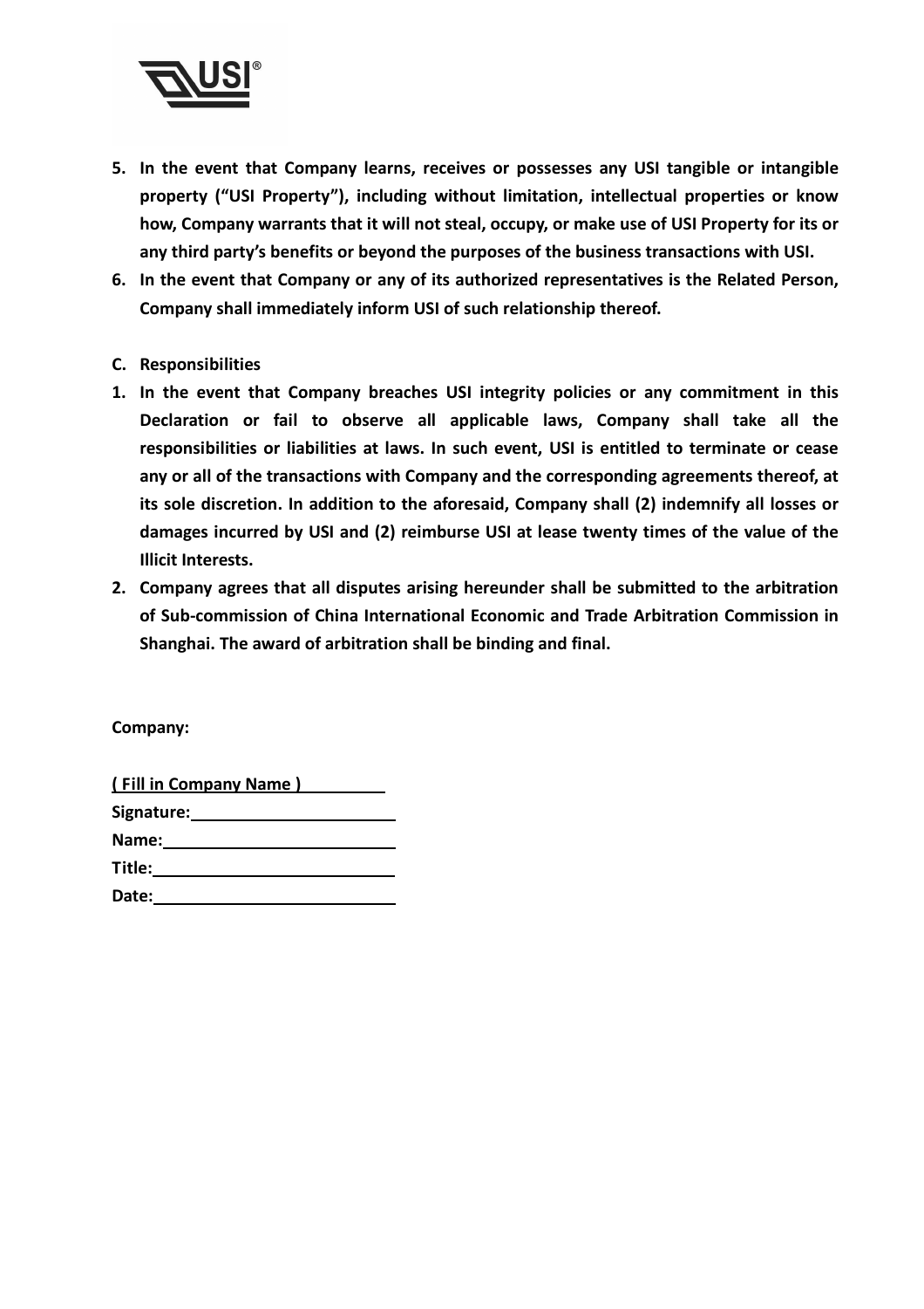**5. In the event that Company learns, receives or possesses any USI tangible or intangible property ("USI Property"), including without limitation, intellectual properties or know how, Company warrants that it will not steal, occupy, or make use of USI Property for its or any third party's benefits or beyond the purposes of the business transactions with USI.**

**6. In the event that Company or any of its authorized representatives is the Related Person, Company shall immediately inform USI of such relationship thereof.**

**C. Responsibilities**

**1. In the event that Company breaches USI integrity policies or any commitment in this Declaration or fail to observe all applicable laws, Company shall take all the responsibilities or liabilities at laws. In such event, USI is entitled to terminate or cease any or all of the transactions with Company and the corresponding agreements thereof, at its sole discretion. In addition to the aforesaid, Company shall (2) indemnify all losses or damages incurred by USI and (2) reimburse USI at lease twenty times of the value of the Illicit Interests.**

**2. Company agrees that all disputes arising hereunder shall be submitted to the arbitration of Sub-commission of China International Economic and Trade Arbitration Commission in Shanghai. The award of arbitration shall be binding and final.**

**Company:**

**( Fill in Company Name )**

**Signature:** ____________________

**Name:** ____________________

**Title:** ____________________

**Date:** ____________________